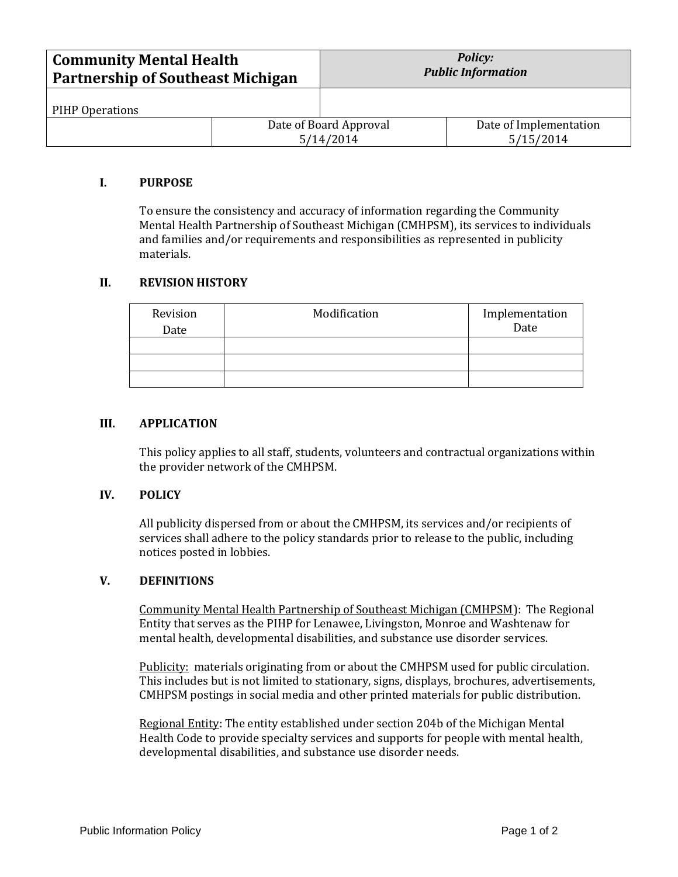| **Community Mental Health Partnership of Southeast Michigan** | | ***Policy: Public Information*** |
|---|---|---|
| PIHP Operations | | |
| | Date of Board Approval 5/14/2014 | Date of Implementation 5/15/2014 |

## I. PURPOSE

To ensure the consistency and accuracy of information regarding the Community Mental Health Partnership of Southeast Michigan (CMHPSM), its services to individuals and families and/or requirements and responsibilities as represented in publicity materials.

## II. REVISION HISTORY

| Revision Date | Modification | Implementation Date |
|---|---|---|
| | | |
| | | |
| | | |

## III. APPLICATION

This policy applies to all staff, students, volunteers and contractual organizations within the provider network of the CMHPSM.

## IV. POLICY

All publicity dispersed from or about the CMHPSM, its services and/or recipients of services shall adhere to the policy standards prior to release to the public, including notices posted in lobbies.

## V. DEFINITIONS

<u>Community Mental Health Partnership of Southeast Michigan (CMHPSM)</u>: The Regional Entity that serves as the PIHP for Lenawee, Livingston, Monroe and Washtenaw for mental health, developmental disabilities, and substance use disorder services.

<u>Publicity:</u> materials originating from or about the CMHPSM used for public circulation. This includes but is not limited to stationary, signs, displays, brochures, advertisements, CMHPSM postings in social media and other printed materials for public distribution.

<u>Regional Entity</u>: The entity established under section 204b of the Michigan Mental Health Code to provide specialty services and supports for people with mental health, developmental disabilities, and substance use disorder needs.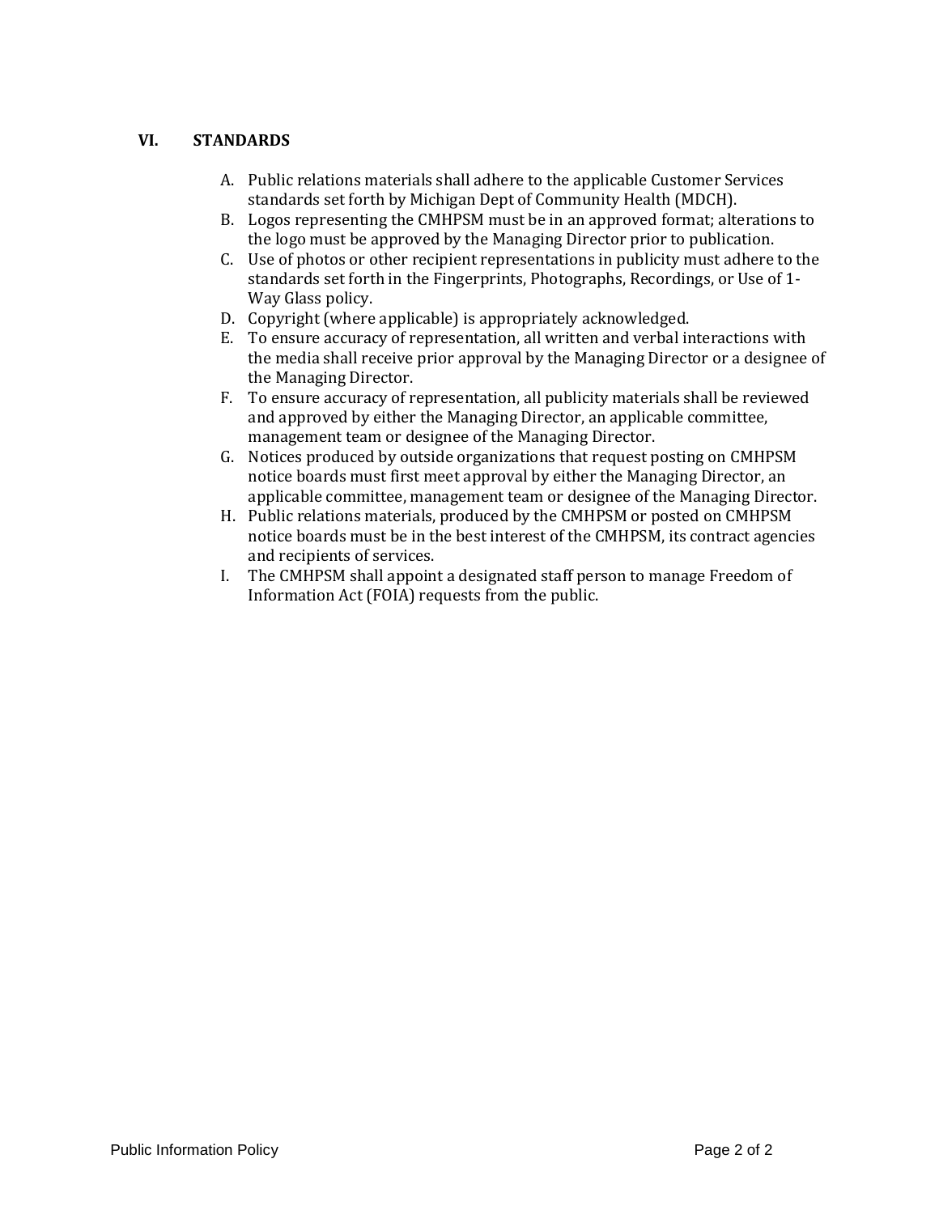## VI. STANDARDS

A. Public relations materials shall adhere to the applicable Customer Services standards set forth by Michigan Dept of Community Health (MDCH).
B. Logos representing the CMHPSM must be in an approved format; alterations to the logo must be approved by the Managing Director prior to publication.
C. Use of photos or other recipient representations in publicity must adhere to the standards set forth in the Fingerprints, Photographs, Recordings, or Use of 1-Way Glass policy.
D. Copyright (where applicable) is appropriately acknowledged.
E. To ensure accuracy of representation, all written and verbal interactions with the media shall receive prior approval by the Managing Director or a designee of the Managing Director.
F. To ensure accuracy of representation, all publicity materials shall be reviewed and approved by either the Managing Director, an applicable committee, management team or designee of the Managing Director.
G. Notices produced by outside organizations that request posting on CMHPSM notice boards must first meet approval by either the Managing Director, an applicable committee, management team or designee of the Managing Director.
H. Public relations materials, produced by the CMHPSM or posted on CMHPSM notice boards must be in the best interest of the CMHPSM, its contract agencies and recipients of services.
I. The CMHPSM shall appoint a designated staff person to manage Freedom of Information Act (FOIA) requests from the public.